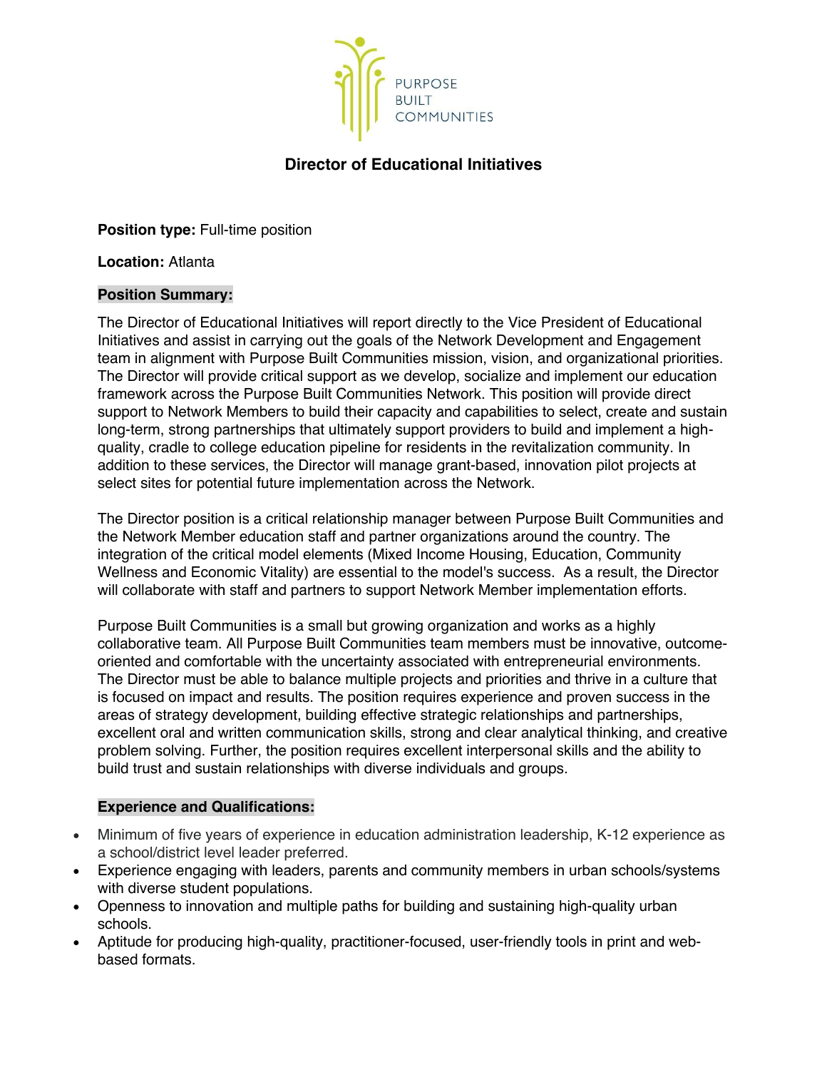PURPOSE BUILT COMMUNITIES

# Director of Educational Initiatives

**Position type:** Full-time position

**Location:** Atlanta

## Position Summary:

The Director of Educational Initiatives will report directly to the Vice President of Educational Initiatives and assist in carrying out the goals of the Network Development and Engagement team in alignment with Purpose Built Communities mission, vision, and organizational priorities. The Director will provide critical support as we develop, socialize and implement our education framework across the Purpose Built Communities Network. This position will provide direct support to Network Members to build their capacity and capabilities to select, create and sustain long-term, strong partnerships that ultimately support providers to build and implement a high-quality, cradle to college education pipeline for residents in the revitalization community. In addition to these services, the Director will manage grant-based, innovation pilot projects at select sites for potential future implementation across the Network.

The Director position is a critical relationship manager between Purpose Built Communities and the Network Member education staff and partner organizations around the country. The integration of the critical model elements (Mixed Income Housing, Education, Community Wellness and Economic Vitality) are essential to the model's success. As a result, the Director will collaborate with staff and partners to support Network Member implementation efforts.

Purpose Built Communities is a small but growing organization and works as a highly collaborative team. All Purpose Built Communities team members must be innovative, outcome-oriented and comfortable with the uncertainty associated with entrepreneurial environments. The Director must be able to balance multiple projects and priorities and thrive in a culture that is focused on impact and results. The position requires experience and proven success in the areas of strategy development, building effective strategic relationships and partnerships, excellent oral and written communication skills, strong and clear analytical thinking, and creative problem solving. Further, the position requires excellent interpersonal skills and the ability to build trust and sustain relationships with diverse individuals and groups.

## Experience and Qualifications:

- Minimum of five years of experience in education administration leadership, K-12 experience as a school/district level leader preferred.
- Experience engaging with leaders, parents and community members in urban schools/systems with diverse student populations.
- Openness to innovation and multiple paths for building and sustaining high-quality urban schools.
- Aptitude for producing high-quality, practitioner-focused, user-friendly tools in print and web-based formats.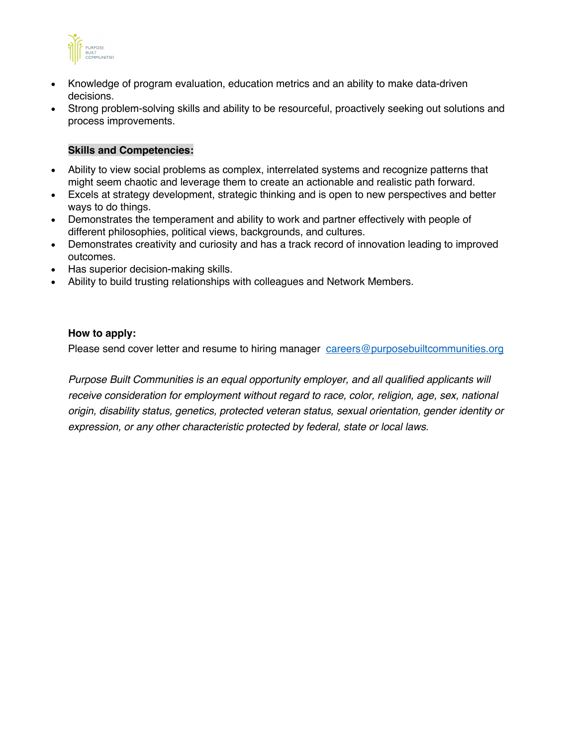- Knowledge of program evaluation, education metrics and an ability to make data-driven decisions.
- Strong problem-solving skills and ability to be resourceful, proactively seeking out solutions and process improvements.

**Skills and Competencies:**

- Ability to view social problems as complex, interrelated systems and recognize patterns that might seem chaotic and leverage them to create an actionable and realistic path forward.
- Excels at strategy development, strategic thinking and is open to new perspectives and better ways to do things.
- Demonstrates the temperament and ability to work and partner effectively with people of different philosophies, political views, backgrounds, and cultures.
- Demonstrates creativity and curiosity and has a track record of innovation leading to improved outcomes.
- Has superior decision-making skills.
- Ability to build trusting relationships with colleagues and Network Members.

**How to apply:**

Please send cover letter and resume to hiring manager careers@purposebuiltcommunities.org

*Purpose Built Communities is an equal opportunity employer, and all qualified applicants will receive consideration for employment without regard to race, color, religion, age, sex, national origin, disability status, genetics, protected veteran status, sexual orientation, gender identity or expression, or any other characteristic protected by federal, state or local laws.*